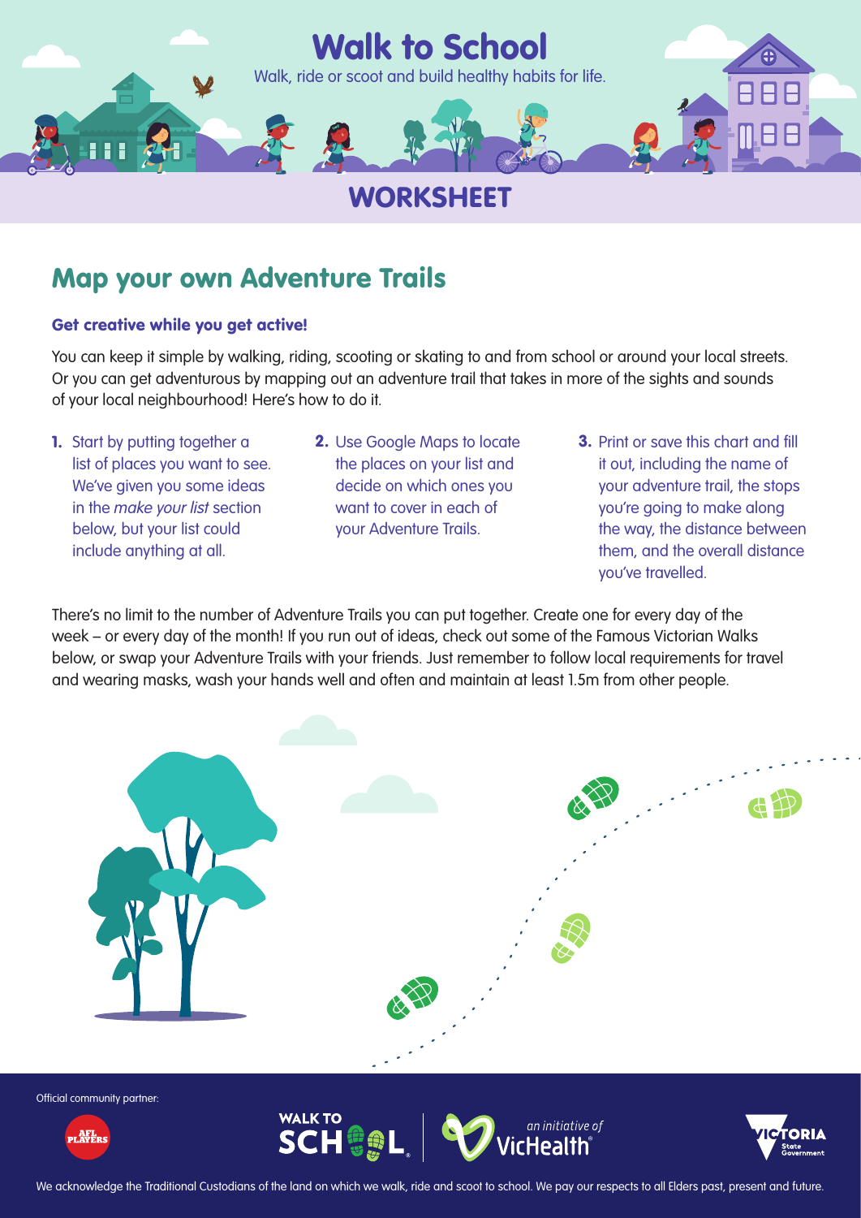# Walk to School

Walk, ride or scoot and build healthy habits for life.

## WORKSHEET

## Map your own Adventure Trails

### Get creative while you get active!

You can keep it simple by walking, riding, scooting or skating to and from school or around your local streets. Or you can get adventurous by mapping out an adventure trail that takes in more of the sights and sounds of your local neighbourhood! Here's how to do it.

1. Start by putting together a list of places you want to see. We've given you some ideas in the *make your list* section below, but your list could include anything at all.
2. Use Google Maps to locate the places on your list and decide on which ones you want to cover in each of your Adventure Trails.
3. Print or save this chart and fill it out, including the name of your adventure trail, the stops you're going to make along the way, the distance between them, and the overall distance you've travelled.

There's no limit to the number of Adventure Trails you can put together. Create one for every day of the week – or every day of the month! If you run out of ideas, check out some of the Famous Victorian Walks below, or swap your Adventure Trails with your friends. Just remember to follow local requirements for travel and wearing masks, wash your hands well and often and maintain at least 1.5m from other people.

Official community partner:

We acknowledge the Traditional Custodians of the land on which we walk, ride and scoot to school. We pay our respects to all Elders past, present and future.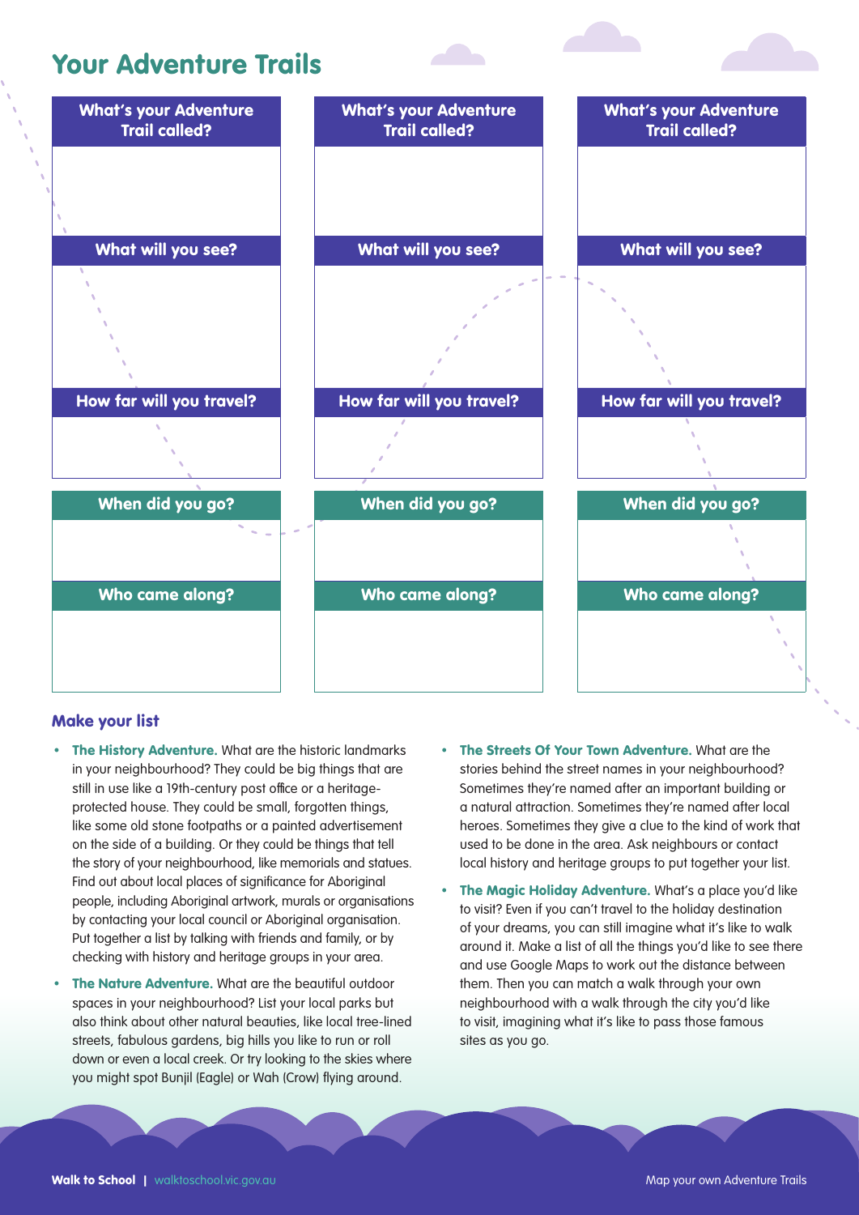# Your Adventure Trails

| What's your Adventure Trail called? | What's your Adventure Trail called? | What's your Adventure Trail called? |
| --- | --- | --- |
| | | |
| **What will you see?** | **What will you see?** | **What will you see?** |
| | | |
| **How far will you travel?** | **How far will you travel?** | **How far will you travel?** |
| | | |
| **When did you go?** | **When did you go?** | **When did you go?** |
| | | |
| **Who came along?** | **Who came along?** | **Who came along?** |
| | | |

## Make your list

- **The History Adventure.** What are the historic landmarks in your neighbourhood? They could be big things that are still in use like a 19th-century post office or a heritage-protected house. They could be small, forgotten things, like some old stone footpaths or a painted advertisement on the side of a building. Or they could be things that tell the story of your neighbourhood, like memorials and statues. Find out about local places of significance for Aboriginal people, including Aboriginal artwork, murals or organisations by contacting your local council or Aboriginal organisation. Put together a list by talking with friends and family, or by checking with history and heritage groups in your area.
- **The Nature Adventure.** What are the beautiful outdoor spaces in your neighbourhood? List your local parks but also think about other natural beauties, like local tree-lined streets, fabulous gardens, big hills you like to run or roll down or even a local creek. Or try looking to the skies where you might spot Bunjil (Eagle) or Wah (Crow) flying around.
- **The Streets Of Your Town Adventure.** What are the stories behind the street names in your neighbourhood? Sometimes they're named after an important building or a natural attraction. Sometimes they're named after local heroes. Sometimes they give a clue to the kind of work that used to be done in the area. Ask neighbours or contact local history and heritage groups to put together your list.
- **The Magic Holiday Adventure.** What's a place you'd like to visit? Even if you can't travel to the holiday destination of your dreams, you can still imagine what it's like to walk around it. Make a list of all the things you'd like to see there and use Google Maps to work out the distance between them. Then you can match a walk through your own neighbourhood with a walk through the city you'd like to visit, imagining what it's like to pass those famous sites as you go.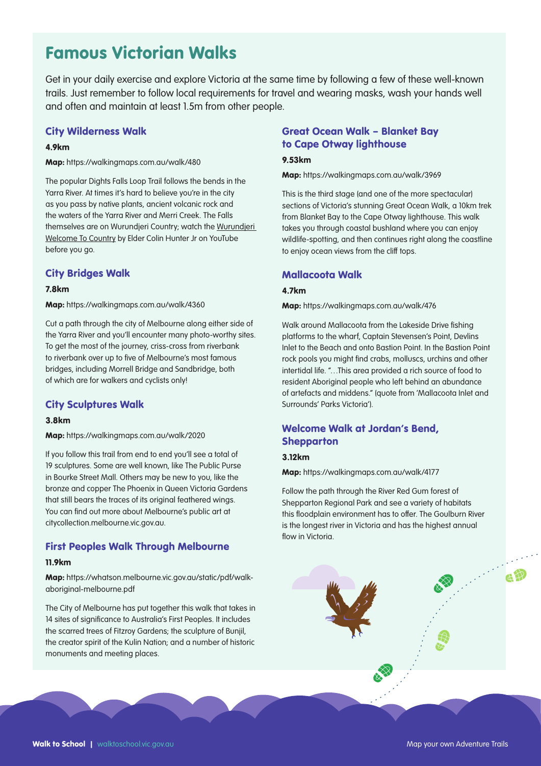# Famous Victorian Walks

Get in your daily exercise and explore Victoria at the same time by following a few of these well-known trails. Just remember to follow local requirements for travel and wearing masks, wash your hands well and often and maintain at least 1.5m from other people.

## City Wilderness Walk

**4.9km**

**Map:** https://walkingmaps.com.au/walk/480

The popular Dights Falls Loop Trail follows the bends in the Yarra River. At times it's hard to believe you're in the city as you pass by native plants, ancient volcanic rock and the waters of the Yarra River and Merri Creek. The Falls themselves are on Wurundjeri Country; watch the Wurundjeri Welcome To Country by Elder Colin Hunter Jr on YouTube before you go.

## City Bridges Walk

**7.8km**

**Map:** https://walkingmaps.com.au/walk/4360

Cut a path through the city of Melbourne along either side of the Yarra River and you'll encounter many photo-worthy sites. To get the most of the journey, criss-cross from riverbank to riverbank over up to five of Melbourne's most famous bridges, including Morrell Bridge and Sandbridge, both of which are for walkers and cyclists only!

## City Sculptures Walk

**3.8km**

**Map:** https://walkingmaps.com.au/walk/2020

If you follow this trail from end to end you'll see a total of 19 sculptures. Some are well known, like The Public Purse in Bourke Street Mall. Others may be new to you, like the bronze and copper The Phoenix in Queen Victoria Gardens that still bears the traces of its original feathered wings. You can find out more about Melbourne's public art at citycollection.melbourne.vic.gov.au.

## First Peoples Walk Through Melbourne

**11.9km**

**Map:** https://whatson.melbourne.vic.gov.au/static/pdf/walk-aboriginal-melbourne.pdf

The City of Melbourne has put together this walk that takes in 14 sites of significance to Australia's First Peoples. It includes the scarred trees of Fitzroy Gardens; the sculpture of Bunjil, the creator spirit of the Kulin Nation; and a number of historic monuments and meeting places.

## Great Ocean Walk – Blanket Bay to Cape Otway lighthouse

**9.53km**

**Map:** https://walkingmaps.com.au/walk/3969

This is the third stage (and one of the more spectacular) sections of Victoria's stunning Great Ocean Walk, a 10km trek from Blanket Bay to the Cape Otway lighthouse. This walk takes you through coastal bushland where you can enjoy wildlife-spotting, and then continues right along the coastline to enjoy ocean views from the cliff tops.

## Mallacoota Walk

**4.7km**

**Map:** https://walkingmaps.com.au/walk/476

Walk around Mallacoota from the Lakeside Drive fishing platforms to the wharf, Captain Stevensen's Point, Devlins Inlet to the Beach and onto Bastion Point. In the Bastion Point rock pools you might find crabs, molluscs, urchins and other intertidal life. "…This area provided a rich source of food to resident Aboriginal people who left behind an abundance of artefacts and middens." (quote from 'Mallacoota Inlet and Surrounds' Parks Victoria').

## Welcome Walk at Jordan's Bend, Shepparton

**3.12km**

**Map:** https://walkingmaps.com.au/walk/4177

Follow the path through the River Red Gum forest of Shepparton Regional Park and see a variety of habitats this floodplain environment has to offer. The Goulburn River is the longest river in Victoria and has the highest annual flow in Victoria.